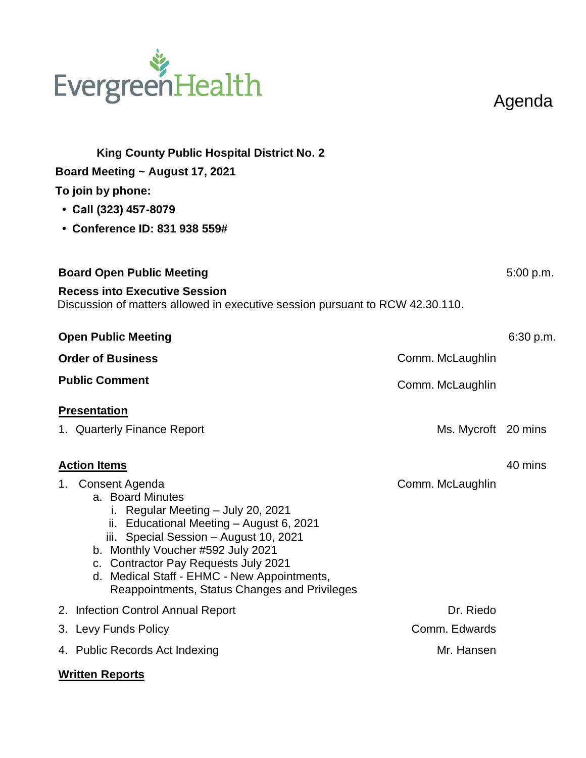EvergreenHealth

# Agenda

**King County Public Hospital District No. 2**

**Board Meeting ~ August 17, 2021**

**To join by phone:**

- **Call (323) 457-8079**
- **Conference ID: 831 938 559#**

**Board Open Public Meeting** 5:00 p.m.

**Recess into Executive Session**

Discussion of matters allowed in executive session pursuant to RCW 42.30.110.

**Open Public Meeting** 6:30 p.m.

**Order of Business** Comm. McLaughlin

**Public Comment** Comm. McLaughlin

**Presentation**

1. Quarterly Finance Report — Ms. Mycroft — 20 mins

**Action Items** 40 mins

1. Consent Agenda — Comm. McLaughlin
   a. Board Minutes
      i. Regular Meeting – July 20, 2021
      ii. Educational Meeting – August 6, 2021
      iii. Special Session – August 10, 2021
   b. Monthly Voucher #592 July 2021
   c. Contractor Pay Requests July 2021
   d. Medical Staff - EHMC - New Appointments, Reappointments, Status Changes and Privileges
2. Infection Control Annual Report — Dr. Riedo
3. Levy Funds Policy — Comm. Edwards
4. Public Records Act Indexing — Mr. Hansen

**Written Reports**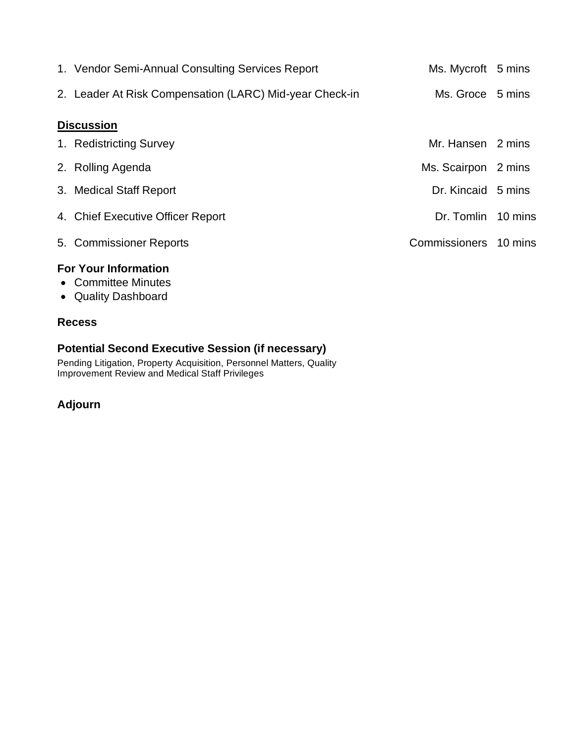1. Vendor Semi-Annual Consulting Services Report — Ms. Mycroft 5 mins
2. Leader At Risk Compensation (LARC) Mid-year Check-in — Ms. Groce 5 mins

## Discussion

1. Redistricting Survey — Mr. Hansen 2 mins
2. Rolling Agenda — Ms. Scairpon 2 mins
3. Medical Staff Report — Dr. Kincaid 5 mins
4. Chief Executive Officer Report — Dr. Tomlin 10 mins
5. Commissioner Reports — Commissioners 10 mins

**For Your Information**

- Committee Minutes
- Quality Dashboard

**Recess**

**Potential Second Executive Session (if necessary)**

Pending Litigation, Property Acquisition, Personnel Matters, Quality Improvement Review and Medical Staff Privileges

**Adjourn**